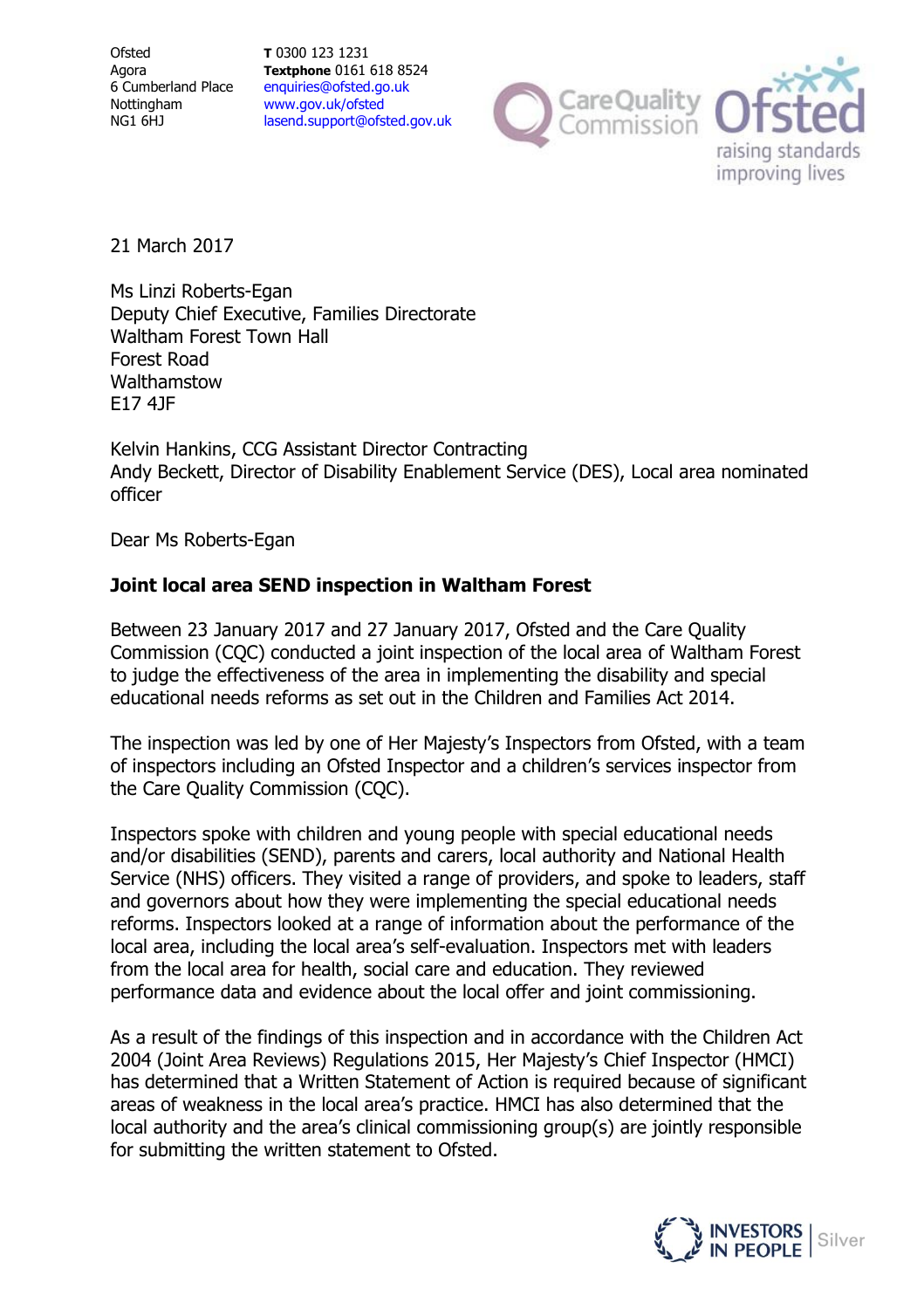Ofsted
Agora
6 Cumberland Place
Nottingham
NG1 6HJ

**T** 0300 123 1231
**Textphone** 0161 618 8524
enquiries@ofsted.gov.uk
www.gov.uk/ofsted
lasend.support@ofsted.gov.uk

21 March 2017

Ms Linzi Roberts-Egan
Deputy Chief Executive, Families Directorate
Waltham Forest Town Hall
Forest Road
Walthamstow
E17 4JF

Kelvin Hankins, CCG Assistant Director Contracting
Andy Beckett, Director of Disability Enablement Service (DES), Local area nominated officer

Dear Ms Roberts-Egan

**Joint local area SEND inspection in Waltham Forest**

Between 23 January 2017 and 27 January 2017, Ofsted and the Care Quality Commission (CQC) conducted a joint inspection of the local area of Waltham Forest to judge the effectiveness of the area in implementing the disability and special educational needs reforms as set out in the Children and Families Act 2014.

The inspection was led by one of Her Majesty's Inspectors from Ofsted, with a team of inspectors including an Ofsted Inspector and a children's services inspector from the Care Quality Commission (CQC).

Inspectors spoke with children and young people with special educational needs and/or disabilities (SEND), parents and carers, local authority and National Health Service (NHS) officers. They visited a range of providers, and spoke to leaders, staff and governors about how they were implementing the special educational needs reforms. Inspectors looked at a range of information about the performance of the local area, including the local area's self-evaluation. Inspectors met with leaders from the local area for health, social care and education. They reviewed performance data and evidence about the local offer and joint commissioning.

As a result of the findings of this inspection and in accordance with the Children Act 2004 (Joint Area Reviews) Regulations 2015, Her Majesty's Chief Inspector (HMCI) has determined that a Written Statement of Action is required because of significant areas of weakness in the local area's practice. HMCI has also determined that the local authority and the area's clinical commissioning group(s) are jointly responsible for submitting the written statement to Ofsted.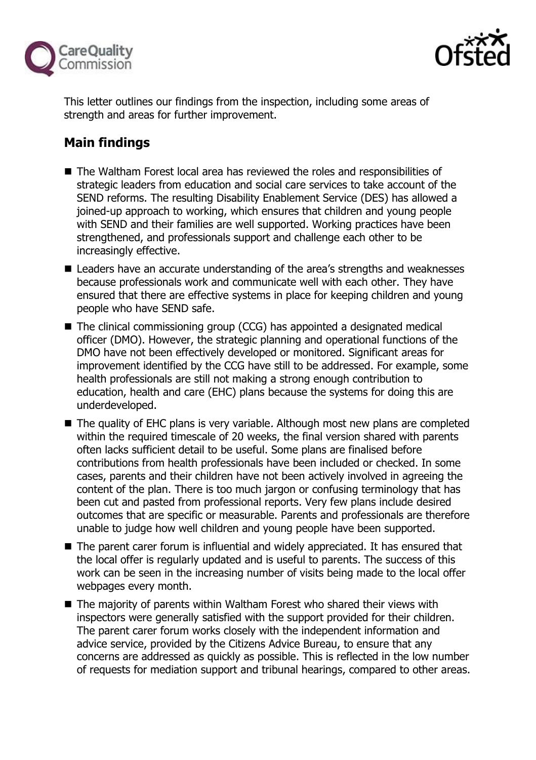This letter outlines our findings from the inspection, including some areas of strength and areas for further improvement.

## Main findings

- The Waltham Forest local area has reviewed the roles and responsibilities of strategic leaders from education and social care services to take account of the SEND reforms. The resulting Disability Enablement Service (DES) has allowed a joined-up approach to working, which ensures that children and young people with SEND and their families are well supported. Working practices have been strengthened, and professionals support and challenge each other to be increasingly effective.
- Leaders have an accurate understanding of the area's strengths and weaknesses because professionals work and communicate well with each other. They have ensured that there are effective systems in place for keeping children and young people who have SEND safe.
- The clinical commissioning group (CCG) has appointed a designated medical officer (DMO). However, the strategic planning and operational functions of the DMO have not been effectively developed or monitored. Significant areas for improvement identified by the CCG have still to be addressed. For example, some health professionals are still not making a strong enough contribution to education, health and care (EHC) plans because the systems for doing this are underdeveloped.
- The quality of EHC plans is very variable. Although most new plans are completed within the required timescale of 20 weeks, the final version shared with parents often lacks sufficient detail to be useful. Some plans are finalised before contributions from health professionals have been included or checked. In some cases, parents and their children have not been actively involved in agreeing the content of the plan. There is too much jargon or confusing terminology that has been cut and pasted from professional reports. Very few plans include desired outcomes that are specific or measurable. Parents and professionals are therefore unable to judge how well children and young people have been supported.
- The parent carer forum is influential and widely appreciated. It has ensured that the local offer is regularly updated and is useful to parents. The success of this work can be seen in the increasing number of visits being made to the local offer webpages every month.
- The majority of parents within Waltham Forest who shared their views with inspectors were generally satisfied with the support provided for their children. The parent carer forum works closely with the independent information and advice service, provided by the Citizens Advice Bureau, to ensure that any concerns are addressed as quickly as possible. This is reflected in the low number of requests for mediation support and tribunal hearings, compared to other areas.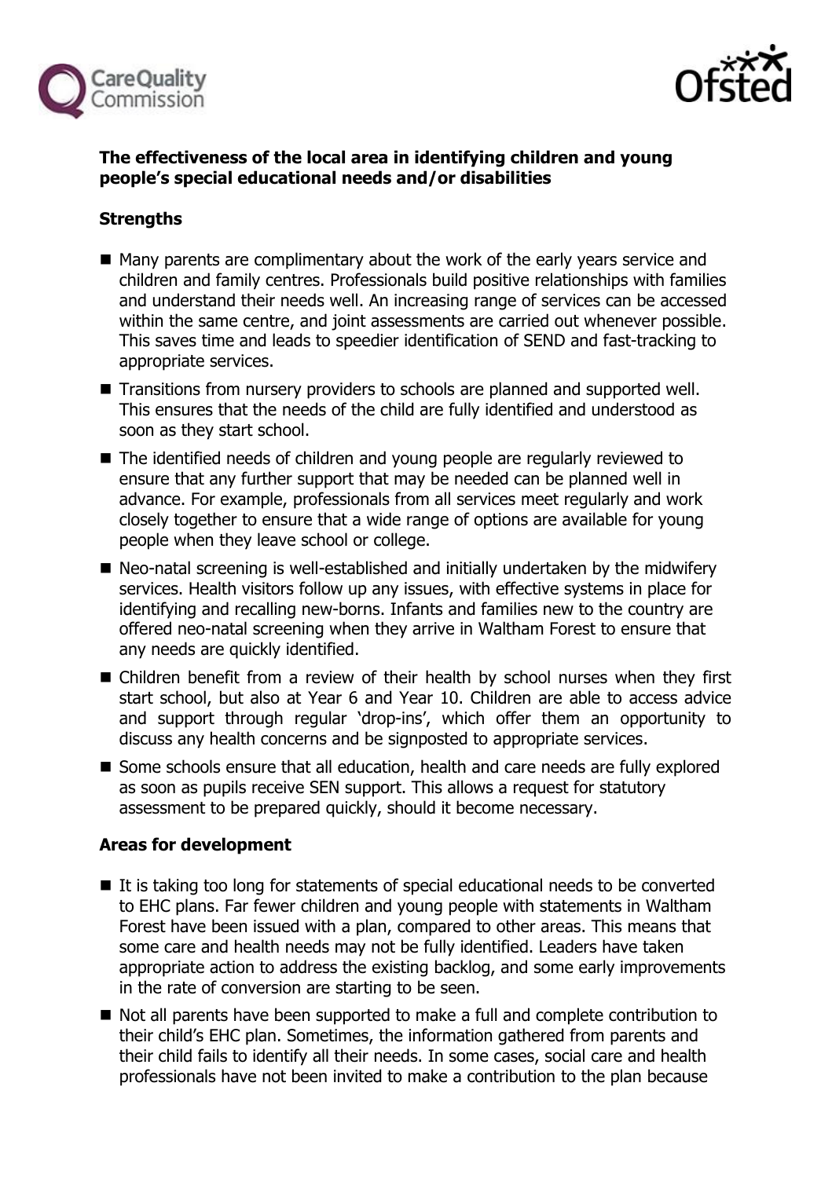**The effectiveness of the local area in identifying children and young people's special educational needs and/or disabilities**

**Strengths**

- Many parents are complimentary about the work of the early years service and children and family centres. Professionals build positive relationships with families and understand their needs well. An increasing range of services can be accessed within the same centre, and joint assessments are carried out whenever possible. This saves time and leads to speedier identification of SEND and fast-tracking to appropriate services.
- Transitions from nursery providers to schools are planned and supported well. This ensures that the needs of the child are fully identified and understood as soon as they start school.
- The identified needs of children and young people are regularly reviewed to ensure that any further support that may be needed can be planned well in advance. For example, professionals from all services meet regularly and work closely together to ensure that a wide range of options are available for young people when they leave school or college.
- Neo-natal screening is well-established and initially undertaken by the midwifery services. Health visitors follow up any issues, with effective systems in place for identifying and recalling new-borns. Infants and families new to the country are offered neo-natal screening when they arrive in Waltham Forest to ensure that any needs are quickly identified.
- Children benefit from a review of their health by school nurses when they first start school, but also at Year 6 and Year 10. Children are able to access advice and support through regular 'drop-ins', which offer them an opportunity to discuss any health concerns and be signposted to appropriate services.
- Some schools ensure that all education, health and care needs are fully explored as soon as pupils receive SEN support. This allows a request for statutory assessment to be prepared quickly, should it become necessary.

**Areas for development**

- It is taking too long for statements of special educational needs to be converted to EHC plans. Far fewer children and young people with statements in Waltham Forest have been issued with a plan, compared to other areas. This means that some care and health needs may not be fully identified. Leaders have taken appropriate action to address the existing backlog, and some early improvements in the rate of conversion are starting to be seen.
- Not all parents have been supported to make a full and complete contribution to their child's EHC plan. Sometimes, the information gathered from parents and their child fails to identify all their needs. In some cases, social care and health professionals have not been invited to make a contribution to the plan because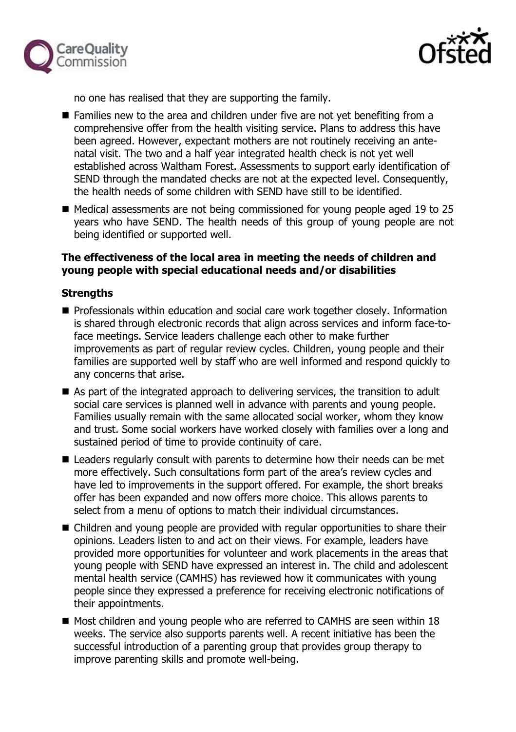no one has realised that they are supporting the family.

- Families new to the area and children under five are not yet benefiting from a comprehensive offer from the health visiting service. Plans to address this have been agreed. However, expectant mothers are not routinely receiving an ante-natal visit. The two and a half year integrated health check is not yet well established across Waltham Forest. Assessments to support early identification of SEND through the mandated checks are not at the expected level. Consequently, the health needs of some children with SEND have still to be identified.
- Medical assessments are not being commissioned for young people aged 19 to 25 years who have SEND. The health needs of this group of young people are not being identified or supported well.

**The effectiveness of the local area in meeting the needs of children and young people with special educational needs and/or disabilities**

**Strengths**

- Professionals within education and social care work together closely. Information is shared through electronic records that align across services and inform face-to-face meetings. Service leaders challenge each other to make further improvements as part of regular review cycles. Children, young people and their families are supported well by staff who are well informed and respond quickly to any concerns that arise.
- As part of the integrated approach to delivering services, the transition to adult social care services is planned well in advance with parents and young people. Families usually remain with the same allocated social worker, whom they know and trust. Some social workers have worked closely with families over a long and sustained period of time to provide continuity of care.
- Leaders regularly consult with parents to determine how their needs can be met more effectively. Such consultations form part of the area's review cycles and have led to improvements in the support offered. For example, the short breaks offer has been expanded and now offers more choice. This allows parents to select from a menu of options to match their individual circumstances.
- Children and young people are provided with regular opportunities to share their opinions. Leaders listen to and act on their views. For example, leaders have provided more opportunities for volunteer and work placements in the areas that young people with SEND have expressed an interest in. The child and adolescent mental health service (CAMHS) has reviewed how it communicates with young people since they expressed a preference for receiving electronic notifications of their appointments.
- Most children and young people who are referred to CAMHS are seen within 18 weeks. The service also supports parents well. A recent initiative has been the successful introduction of a parenting group that provides group therapy to improve parenting skills and promote well-being.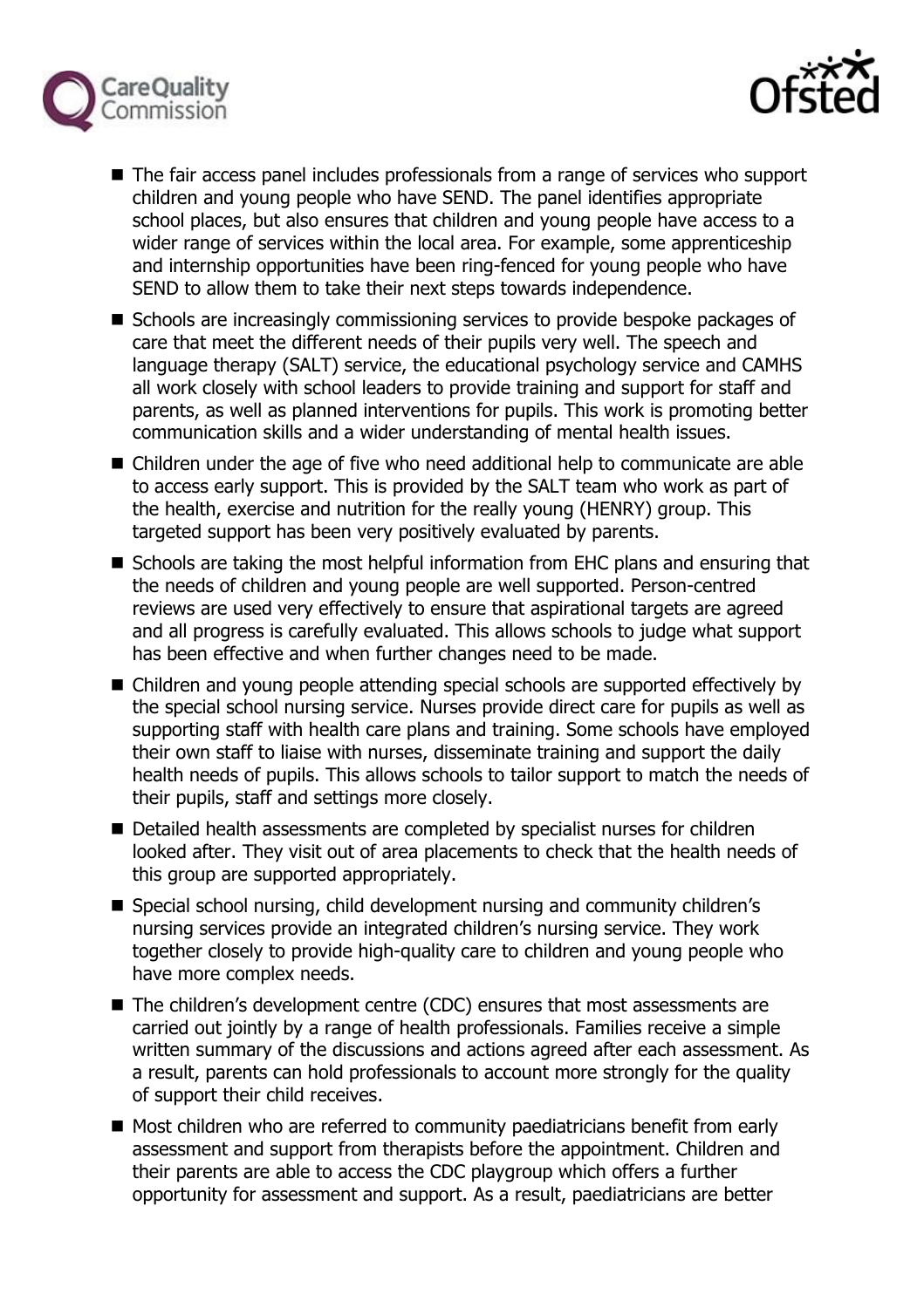- The fair access panel includes professionals from a range of services who support children and young people who have SEND. The panel identifies appropriate school places, but also ensures that children and young people have access to a wider range of services within the local area. For example, some apprenticeship and internship opportunities have been ring-fenced for young people who have SEND to allow them to take their next steps towards independence.
- Schools are increasingly commissioning services to provide bespoke packages of care that meet the different needs of their pupils very well. The speech and language therapy (SALT) service, the educational psychology service and CAMHS all work closely with school leaders to provide training and support for staff and parents, as well as planned interventions for pupils. This work is promoting better communication skills and a wider understanding of mental health issues.
- Children under the age of five who need additional help to communicate are able to access early support. This is provided by the SALT team who work as part of the health, exercise and nutrition for the really young (HENRY) group. This targeted support has been very positively evaluated by parents.
- Schools are taking the most helpful information from EHC plans and ensuring that the needs of children and young people are well supported. Person-centred reviews are used very effectively to ensure that aspirational targets are agreed and all progress is carefully evaluated. This allows schools to judge what support has been effective and when further changes need to be made.
- Children and young people attending special schools are supported effectively by the special school nursing service. Nurses provide direct care for pupils as well as supporting staff with health care plans and training. Some schools have employed their own staff to liaise with nurses, disseminate training and support the daily health needs of pupils. This allows schools to tailor support to match the needs of their pupils, staff and settings more closely.
- Detailed health assessments are completed by specialist nurses for children looked after. They visit out of area placements to check that the health needs of this group are supported appropriately.
- Special school nursing, child development nursing and community children's nursing services provide an integrated children's nursing service. They work together closely to provide high-quality care to children and young people who have more complex needs.
- The children's development centre (CDC) ensures that most assessments are carried out jointly by a range of health professionals. Families receive a simple written summary of the discussions and actions agreed after each assessment. As a result, parents can hold professionals to account more strongly for the quality of support their child receives.
- Most children who are referred to community paediatricians benefit from early assessment and support from therapists before the appointment. Children and their parents are able to access the CDC playgroup which offers a further opportunity for assessment and support. As a result, paediatricians are better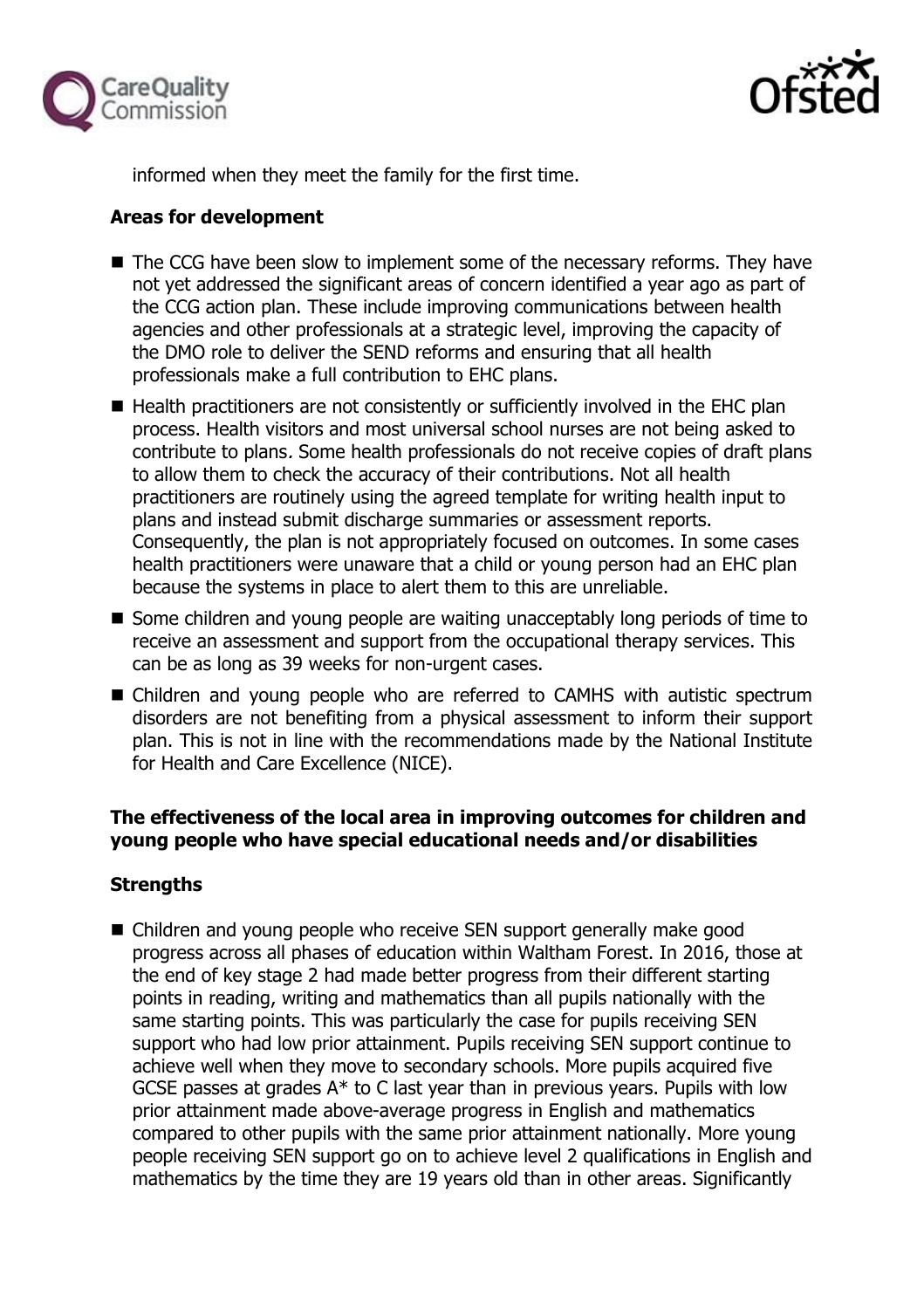informed when they meet the family for the first time.

**Areas for development**

- The CCG have been slow to implement some of the necessary reforms. They have not yet addressed the significant areas of concern identified a year ago as part of the CCG action plan. These include improving communications between health agencies and other professionals at a strategic level, improving the capacity of the DMO role to deliver the SEND reforms and ensuring that all health professionals make a full contribution to EHC plans.
- Health practitioners are not consistently or sufficiently involved in the EHC plan process. Health visitors and most universal school nurses are not being asked to contribute to plans. Some health professionals do not receive copies of draft plans to allow them to check the accuracy of their contributions. Not all health practitioners are routinely using the agreed template for writing health input to plans and instead submit discharge summaries or assessment reports. Consequently, the plan is not appropriately focused on outcomes. In some cases health practitioners were unaware that a child or young person had an EHC plan because the systems in place to alert them to this are unreliable.
- Some children and young people are waiting unacceptably long periods of time to receive an assessment and support from the occupational therapy services. This can be as long as 39 weeks for non-urgent cases.
- Children and young people who are referred to CAMHS with autistic spectrum disorders are not benefiting from a physical assessment to inform their support plan. This is not in line with the recommendations made by the National Institute for Health and Care Excellence (NICE).

**The effectiveness of the local area in improving outcomes for children and young people who have special educational needs and/or disabilities**

**Strengths**

- Children and young people who receive SEN support generally make good progress across all phases of education within Waltham Forest. In 2016, those at the end of key stage 2 had made better progress from their different starting points in reading, writing and mathematics than all pupils nationally with the same starting points. This was particularly the case for pupils receiving SEN support who had low prior attainment. Pupils receiving SEN support continue to achieve well when they move to secondary schools. More pupils acquired five GCSE passes at grades A* to C last year than in previous years. Pupils with low prior attainment made above-average progress in English and mathematics compared to other pupils with the same prior attainment nationally. More young people receiving SEN support go on to achieve level 2 qualifications in English and mathematics by the time they are 19 years old than in other areas. Significantly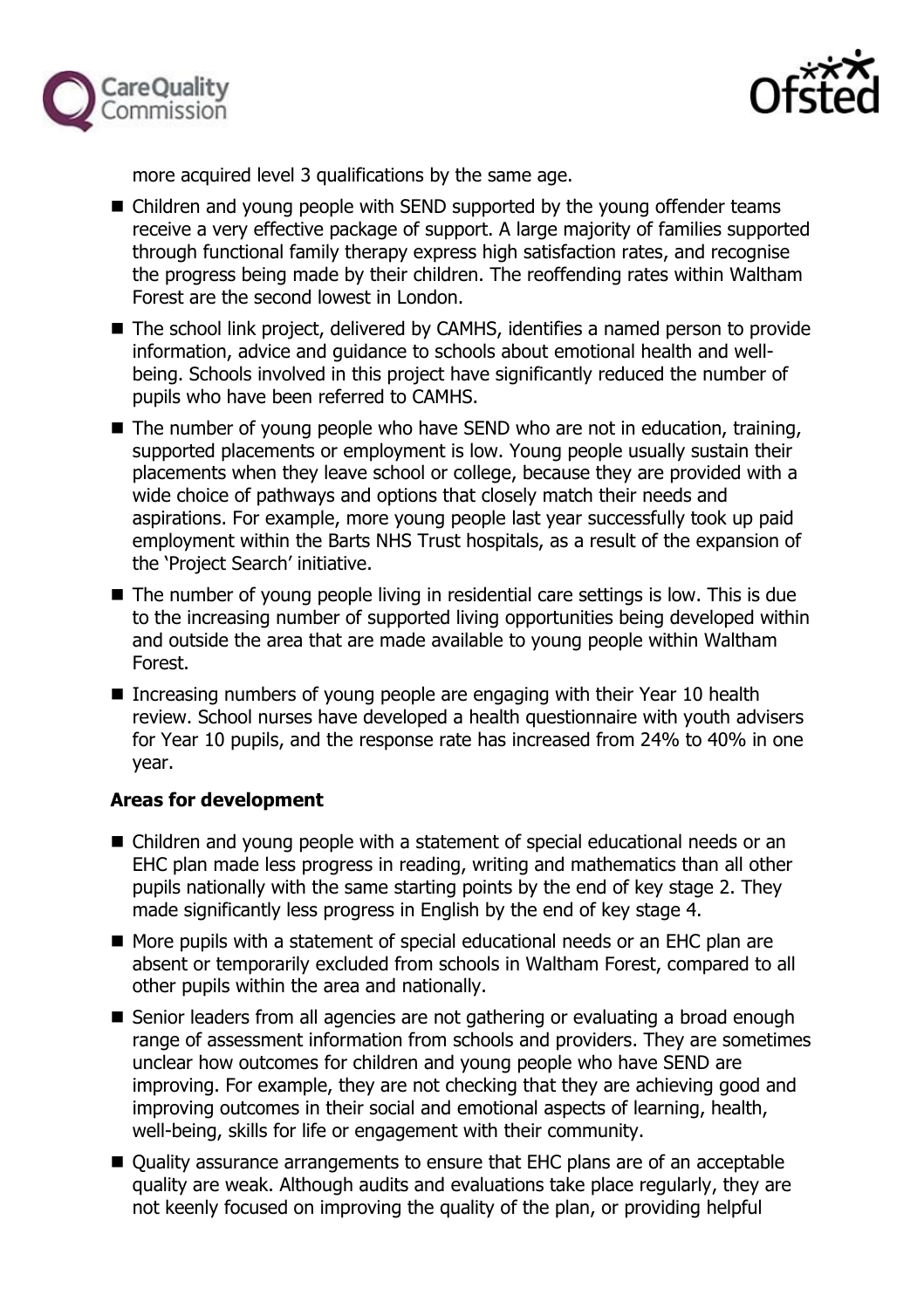more acquired level 3 qualifications by the same age.

- Children and young people with SEND supported by the young offender teams receive a very effective package of support. A large majority of families supported through functional family therapy express high satisfaction rates, and recognise the progress being made by their children. The reoffending rates within Waltham Forest are the second lowest in London.
- The school link project, delivered by CAMHS, identifies a named person to provide information, advice and guidance to schools about emotional health and well-being. Schools involved in this project have significantly reduced the number of pupils who have been referred to CAMHS.
- The number of young people who have SEND who are not in education, training, supported placements or employment is low. Young people usually sustain their placements when they leave school or college, because they are provided with a wide choice of pathways and options that closely match their needs and aspirations. For example, more young people last year successfully took up paid employment within the Barts NHS Trust hospitals, as a result of the expansion of the 'Project Search' initiative.
- The number of young people living in residential care settings is low. This is due to the increasing number of supported living opportunities being developed within and outside the area that are made available to young people within Waltham Forest.
- Increasing numbers of young people are engaging with their Year 10 health review. School nurses have developed a health questionnaire with youth advisers for Year 10 pupils, and the response rate has increased from 24% to 40% in one year.

**Areas for development**

- Children and young people with a statement of special educational needs or an EHC plan made less progress in reading, writing and mathematics than all other pupils nationally with the same starting points by the end of key stage 2. They made significantly less progress in English by the end of key stage 4.
- More pupils with a statement of special educational needs or an EHC plan are absent or temporarily excluded from schools in Waltham Forest, compared to all other pupils within the area and nationally.
- Senior leaders from all agencies are not gathering or evaluating a broad enough range of assessment information from schools and providers. They are sometimes unclear how outcomes for children and young people who have SEND are improving. For example, they are not checking that they are achieving good and improving outcomes in their social and emotional aspects of learning, health, well-being, skills for life or engagement with their community.
- Quality assurance arrangements to ensure that EHC plans are of an acceptable quality are weak. Although audits and evaluations take place regularly, they are not keenly focused on improving the quality of the plan, or providing helpful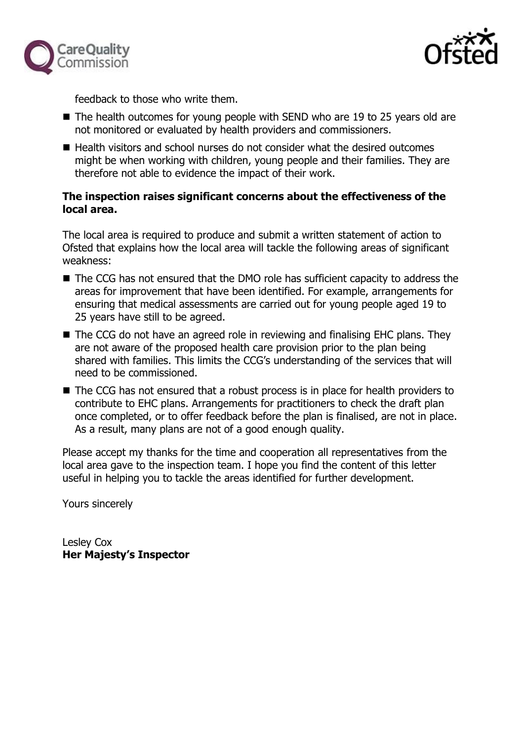feedback to those who write them.

- The health outcomes for young people with SEND who are 19 to 25 years old are not monitored or evaluated by health providers and commissioners.
- Health visitors and school nurses do not consider what the desired outcomes might be when working with children, young people and their families. They are therefore not able to evidence the impact of their work.

**The inspection raises significant concerns about the effectiveness of the local area.**

The local area is required to produce and submit a written statement of action to Ofsted that explains how the local area will tackle the following areas of significant weakness:

- The CCG has not ensured that the DMO role has sufficient capacity to address the areas for improvement that have been identified. For example, arrangements for ensuring that medical assessments are carried out for young people aged 19 to 25 years have still to be agreed.
- The CCG do not have an agreed role in reviewing and finalising EHC plans. They are not aware of the proposed health care provision prior to the plan being shared with families. This limits the CCG's understanding of the services that will need to be commissioned.
- The CCG has not ensured that a robust process is in place for health providers to contribute to EHC plans. Arrangements for practitioners to check the draft plan once completed, or to offer feedback before the plan is finalised, are not in place. As a result, many plans are not of a good enough quality.

Please accept my thanks for the time and cooperation all representatives from the local area gave to the inspection team. I hope you find the content of this letter useful in helping you to tackle the areas identified for further development.

Yours sincerely

Lesley Cox
**Her Majesty's Inspector**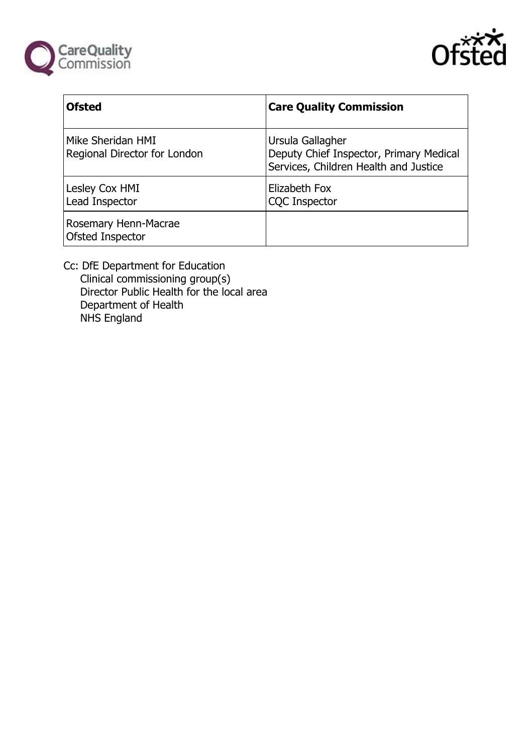| Ofsted | Care Quality Commission |
| --- | --- |
| Mike Sheridan HMI<br>Regional Director for London | Ursula Gallagher<br>Deputy Chief Inspector, Primary Medical Services, Children Health and Justice |
| Lesley Cox HMI<br>Lead Inspector | Elizabeth Fox<br>CQC Inspector |
| Rosemary Henn-Macrae<br>Ofsted Inspector | |

Cc: DfE Department for Education
Clinical commissioning group(s)
Director Public Health for the local area
Department of Health
NHS England